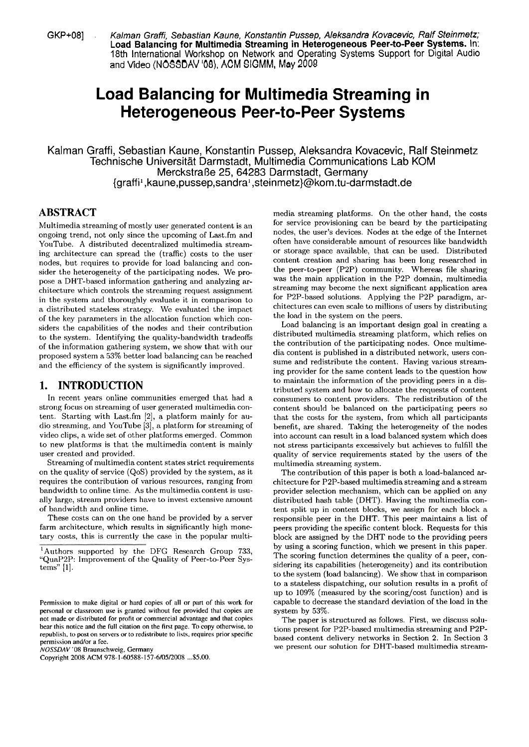GKP+08] Kalman Graffi, Sebastian Kaune, Konstantin Pussep, Aleksandra Kovacevic, Ralf Steinmetz; **Load Balancing for Multimedia Streaming in Heterogeneous Peer-to-Peer Systems.** In: 18th International Workshop on Network and Operating Systems Support for Digital Audio and Video (NOSSDAV '08), ACM SIGMM, May 2008

# Load Balancing for Multimedia Streaming in Heterogeneous Peer-to-Peer Systems

Kalman Graffi, Sebastian Kaune, Konstantin Pussep, Aleksandra Kovacevic, Ralf Steinmetz
Technische Universität Darmstadt, Multimedia Communications Lab KOM
Merckstraße 25, 64283 Darmstadt, Germany
{graffi[1],kaune,pussep,sandra[1],steinmetz}@kom.tu-darmstadt.de

## ABSTRACT

Multimedia streaming of mostly user generated content is an ongoing trend, not only since the upcoming of Last.fm and YouTube. A distributed decentralized multimedia streaming architecture can spread the (traffic) costs to the user nodes, but requires to provide for load balancing and consider the heterogeneity of the participating nodes. We propose a DHT-based information gathering and analyzing architecture which controls the streaming request assignment in the system and thoroughly evaluate it in comparison to a distributed stateless strategy. We evaluated the impact of the key parameters in the allocation function which considers the capabilities of the nodes and their contribution to the system. Identifying the quality-bandwidth tradeoffs of the information gathering system, we show that with our proposed system a 53% better load balancing can be reached and the efficiency of the system is significantly improved.

## 1. INTRODUCTION

In recent years online communities emerged that had a strong focus on streaming of user generated multimedia content. Starting with Last.fm [2], a platform mainly for audio streaming, and YouTube [3], a platform for streaming of video clips, a wide set of other platforms emerged. Common to new platforms is that the multimedia content is mainly user created and provided.

Streaming of multimedia content states strict requirements on the quality of service (QoS) provided by the system, as it requires the contribution of various resources, ranging from bandwidth to online time. As the multimedia content is usually large, stream providers have to invest extensive amount of bandwidth and online time.

These costs can on the one hand be provided by a server farm architecture, which results in significantly high monetary costs, this is currently the case in the popular multimedia streaming platforms. On the other hand, the costs for service provisioning can be beard by the participating nodes, the user's devices. Nodes at the edge of the Internet often have considerable amount of resources like bandwidth or storage space available, that can be used. Distributed content creation and sharing has been long researched in the peer-to-peer (P2P) community. Whereas file sharing was the main application in the P2P domain, multimedia streaming may become the next significant application area for P2P-based solutions. Applying the P2P paradigm, architectures can even scale to millions of users by distributing the load in the system on the peers.

Load balancing is an important design goal in creating a distributed multimedia streaming platform, which relies on the contribution of the participating nodes. Once multimedia content is published in a distributed network, users consume and redistribute the content. Having various streaming provider for the same content leads to the question how to maintain the information of the providing peers in a distributed system and how to allocate the requests of content consumers to content providers. The redistribution of the content should be balanced on the participating peers so that the costs for the system, from which all participants benefit, are shared. Taking the heterogeneity of the nodes into account can result in a load balanced system which does not stress participants excessively but achieves to fulfill the quality of service requirements stated by the users of the multimedia streaming system.

The contribution of this paper is both a load-balanced architecture for P2P-based multimedia streaming and a stream provider selection mechanism, which can be applied on any distributed hash table (DHT). Having the multimedia content split up in content blocks, we assign for each block a responsible peer in the DHT. This peer maintains a list of peers providing the specific content block. Requests for this block are assigned by the DHT node to the providing peers by using a scoring function, which we present in this paper. The scoring function determines the quality of a peer, considering its capabilities (heterogeneity) and its contribution to the system (load balancing). We show that in comparison to a stateless dispatching, our solution results in a profit of up to 109% (measured by the scoring/cost function) and is capable to decrease the standard deviation of the load in the system by 53%.

The paper is structured as follows. First, we discuss solutions present for P2P-based multimedia streaming and P2P-based content delivery networks in Section 2. In Section 3 we present our solution for DHT-based multimedia stream-

[1]Authors supported by the DFG Research Group 733, "QuaP2P: Improvement of the Quality of Peer-to-Peer Systems" [1].

Permission to make digital or hard copies of all or part of this work for personal or classroom use is granted without fee provided that copies are not made or distributed for profit or commercial advantage and that copies bear this notice and the full citation on the first page. To copy otherwise, to republish, to post on servers or to redistribute to lists, requires prior specific permission and/or a fee.
*NOSSDAV* '08 Braunschweig, Germany
Copyright 2008 ACM 978-1-60588-157-6/05/2008 ...$5.00.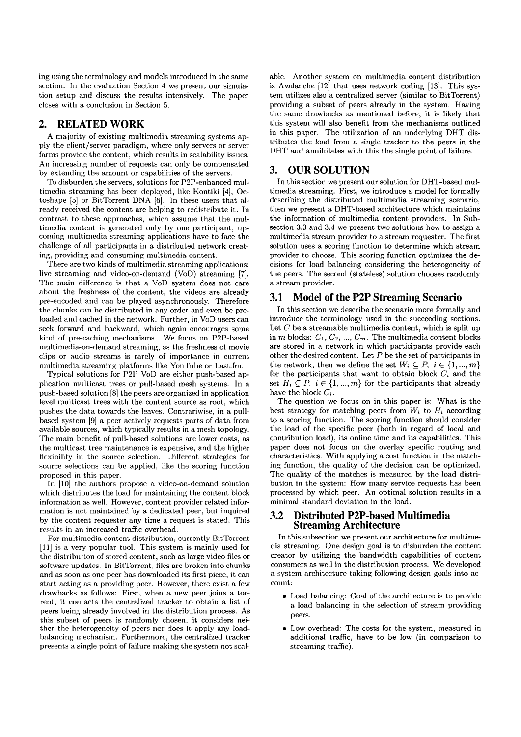ing using the terminology and models introduced in the same section. In the evaluation Section 4 we present our simulation setup and discuss the results intensively. The paper closes with a conclusion in Section 5.

## 2. RELATED WORK

A majority of existing multimedia streaming systems apply the client/server paradigm, where only servers or server farms provide the content, which results in scalability issues. An increasing number of requests can only be compensated by extending the amount or capabilities of the servers.

To disburden the servers, solutions for P2P-enhanced multimedia streaming has been deployed, like Kontiki [4], Octoshape [5] or BitTorrent DNA [6]. In these users that already received the content are helping to redistribute it. In contrast to these approaches, which assume that the multimedia content is generated only by one participant, upcoming multimedia streaming applications have to face the challenge of all participants in a distributed network creating, providing and consuming multimedia content.

There are two kinds of multimedia streaming applications: live streaming and video-on-demand (VoD) streaming [7]. The main difference is that a VoD system does not care about the freshness of the content, the videos are already pre-encoded and can be played asynchronously. Therefore the chunks can be distributed in any order and even be preloaded and cached in the network. Further, in VoD users can seek forward and backward, which again encourages some kind of pre-caching mechanisms. We focus on P2P-based multimedia-on-demand streaming, as the freshness of movie clips or audio streams is rarely of importance in current multimedia streaming platforms like YouTube or Last.fm.

Typical solutions for P2P VoD are either push-based application multicast trees or pull-based mesh systems. In a push-based solution [8] the peers are organized in application level multicast trees with the content source as root, which pushes the data towards the leaves. Contrariwise, in a pull-based system [9] a peer actively requests parts of data from available sources, which typically results in a mesh topology. The main benefit of pull-based solutions are lower costs, as the multicast tree maintenance is expensive, and the higher flexibility in the source selection. Different strategies for source selections can be applied, like the scoring function proposed in this paper.

In [10] the authors propose a video-on-demand solution which distributes the load for maintaining the content block information as well. However, content provider related information is not maintained by a dedicated peer, but inquired by the content requester any time a request is stated. This results in an increased traffic overhead.

For multimedia content distribution, currently BitTorrent [11] is a very popular tool. This system is mainly used for the distribution of stored content, such as large video files or software updates. In BitTorrent, files are broken into chunks and as soon as one peer has downloaded its first piece, it can start acting as a providing peer. However, there exist a few drawbacks as follows: First, when a new peer joins a torrent, it contacts the centralized tracker to obtain a list of peers being already involved in the distribution process. As this subset of peers is randomly chosen, it considers neither the heterogeneity of peers nor does it apply any load-balancing mechanism. Furthermore, the centralized tracker presents a single point of failure making the system not scalable. Another system on multimedia content distribution is Avalanche [12] that uses network coding [13]. This system utilizes also a centralized server (similar to BitTorrent) providing a subset of peers already in the system. Having the same drawbacks as mentioned before, it is likely that this system will also benefit from the mechanisms outlined in this paper. The utilization of an underlying DHT distributes the load from a single tracker to the peers in the DHT and annihilates with this the single point of failure.

## 3. OUR SOLUTION

In this section we present our solution for DHT-based multimedia streaming. First, we introduce a model for formally describing the distributed multimedia streaming scenario, then we present a DHT-based architecture which maintains the information of multimedia content providers. In Subsection 3.3 and 3.4 we present two solutions how to assign a multimedia stream provider to a stream requester. The first solution uses a scoring function to determine which stream provider to choose. This scoring function optimizes the decisions for load balancing considering the heterogeneity of the peers. The second (stateless) solution chooses randomly a stream provider.

### 3.1 Model of the P2P Streaming Scenario

In this section we describe the scenario more formally and introduce the terminology used in the succeeding sections. Let $C$ be a streamable multimedia content, which is split up in $m$ blocks: $C_1, C_2, ..., C_m$. The multimedia content blocks are stored in a network in which participants provide each other the desired content. Let $P$ be the set of participants in the network, then we define the set $W_i \subseteq P,\ i \in \{1, ..., m\}$ for the participants that want to obtain block $C_i$ and the set $H_i \subseteq P,\ i \in \{1, ..., m\}$ for the participants that already have the block $C_i$.

The question we focus on in this paper is: What is the best strategy for matching peers from $W_i$ to $H_i$ according to a scoring function. The scoring function should consider the load of the specific peer (both in regard of local and contribution load), its online time and its capabilities. This paper does not focus on the overlay specific routing and characteristics. With applying a cost function in the matching function, the quality of the decision can be optimized. The quality of the matches is measured by the load distribution in the system: How many service requests has been processed by which peer. An optimal solution results in a minimal standard deviation in the load.

### 3.2 Distributed P2P-based Multimedia Streaming Architecture

In this subsection we present our architecture for multimedia streaming. One design goal is to disburden the content creator by utilizing the bandwidth capabilities of content consumers as well in the distribution process. We developed a system architecture taking following design goals into account:

- Load balancing: Goal of the architecture is to provide a load balancing in the selection of stream providing peers.
- Low overhead: The costs for the system, measured in additional traffic, have to be low (in comparison to streaming traffic).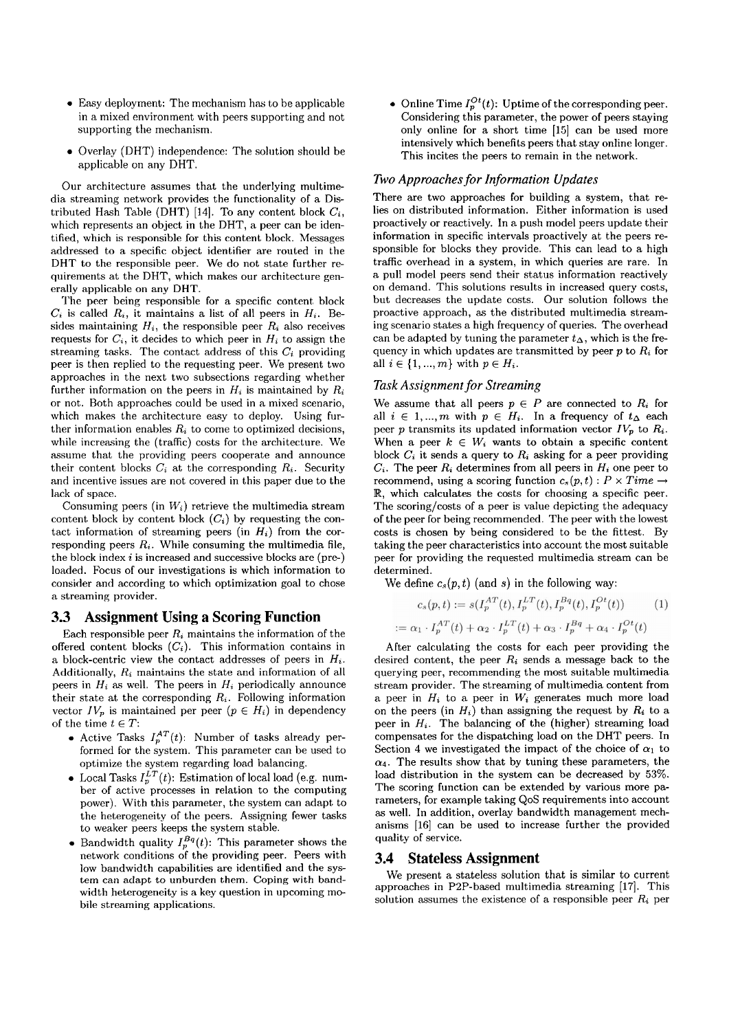- Easy deployment: The mechanism has to be applicable in a mixed environment with peers supporting and not supporting the mechanism.
- Overlay (DHT) independence: The solution should be applicable on any DHT.

Our architecture assumes that the underlying multimedia streaming network provides the functionality of a Distributed Hash Table (DHT) [14]. To any content block $C_i$, which represents an object in the DHT, a peer can be identified, which is responsible for this content block. Messages addressed to a specific object identifier are routed in the DHT to the responsible peer. We do not state further requirements at the DHT, which makes our architecture generally applicable on any DHT.

The peer being responsible for a specific content block $C_i$ is called $R_i$, it maintains a list of all peers in $H_i$. Besides maintaining $H_i$, the responsible peer $R_i$ also receives requests for $C_i$, it decides to which peer in $H_i$ to assign the streaming tasks. The contact address of this $C_i$ providing peer is then replied to the requesting peer. We present two approaches in the next two subsections regarding whether further information on the peers in $H_i$ is maintained by $R_i$ or not. Both approaches could be used in a mixed scenario, which makes the architecture easy to deploy. Using further information enables $R_i$ to come to optimized decisions, while increasing the (traffic) costs for the architecture. We assume that the providing peers cooperate and announce their content blocks $C_i$ at the corresponding $R_i$. Security and incentive issues are not covered in this paper due to the lack of space.

Consuming peers (in $W_i$) retrieve the multimedia stream content block by content block ($C_i$) by requesting the contact information of streaming peers (in $H_i$) from the corresponding peers $R_i$. While consuming the multimedia file, the block index $i$ is increased and successive blocks are (pre-)loaded. Focus of our investigations is which information to consider and according to which optimization goal to chose a streaming provider.

## 3.3 Assignment Using a Scoring Function

Each responsible peer $R_i$ maintains the information of the offered content blocks ($C_i$). This information contains in a block-centric view the contact addresses of peers in $H_i$. Additionally, $R_i$ maintains the state and information of all peers in $H_i$ as well. The peers in $H_i$ periodically announce their state at the corresponding $R_i$. Following information vector $IV_p$ is maintained per peer ($p \in H_i$) in dependency of the time $t \in T$:

- Active Tasks $I_p^{AT}(t)$: Number of tasks already performed for the system. This parameter can be used to optimize the system regarding load balancing.
- Local Tasks $I_p^{LT}(t)$: Estimation of local load (e.g. number of active processes in relation to the computing power). With this parameter, the system can adapt to the heterogeneity of the peers. Assigning fewer tasks to weaker peers keeps the system stable.
- Bandwidth quality $I_p^{Bq}(t)$: This parameter shows the network conditions of the providing peer. Peers with low bandwidth capabilities are identified and the system can adapt to unburden them. Coping with bandwidth heterogeneity is a key question in upcoming mobile streaming applications.
- Online Time $I_p^{Ot}(t)$: Uptime of the corresponding peer. Considering this parameter, the power of peers staying only online for a short time [15] can be used more intensively which benefits peers that stay online longer. This incites the peers to remain in the network.

### *Two Approaches for Information Updates*

There are two approaches for building a system, that relies on distributed information. Either information is used proactively or reactively. In a push model peers update their information in specific intervals proactively at the peers responsible for blocks they provide. This can lead to a high traffic overhead in a system, in which queries are rare. In a pull model peers send their status information reactively on demand. This solutions results in increased query costs, but decreases the update costs. Our solution follows the proactive approach, as the distributed multimedia streaming scenario states a high frequency of queries. The overhead can be adapted by tuning the parameter $t_\Delta$, which is the frequency in which updates are transmitted by peer $p$ to $R_i$ for all $i \in \{1, ..., m\}$ with $p \in H_i$.

### *Task Assignment for Streaming*

We assume that all peers $p \in P$ are connected to $R_i$ for all $i \in 1, ..., m$ with $p \in H_i$. In a frequency of $t_\Delta$ each peer $p$ transmits its updated information vector $IV_p$ to $R_i$. When a peer $k \in W_i$ wants to obtain a specific content block $C_i$ it sends a query to $R_i$ asking for a peer providing $C_i$. The peer $R_i$ determines from all peers in $H_i$ one peer to recommend, using a scoring function $c_s(p, t) : P \times Time \rightarrow \mathbb{R}$, which calculates the costs for choosing a specific peer. The scoring/costs of a peer is value depicting the adequacy of the peer for being recommended. The peer with the lowest costs is chosen by being considered to be the fittest. By taking the peer characteristics into account the most suitable peer for providing the requested multimedia stream can be determined.

We define $c_s(p, t)$ (and $s$) in the following way:

$$c_s(p,t) := s(I_p^{AT}(t), I_p^{LT}(t), I_p^{Bq}(t), I_p^{Ot}(t)) \tag{1}$$

$$:= \alpha_1 \cdot I_p^{AT}(t) + \alpha_2 \cdot I_p^{LT}(t) + \alpha_3 \cdot I_p^{Bq} + \alpha_4 \cdot I_p^{Ot}(t)$$

After calculating the costs for each peer providing the desired content, the peer $R_i$ sends a message back to the querying peer, recommending the most suitable multimedia stream provider. The streaming of multimedia content from a peer in $H_i$ to a peer in $W_i$ generates much more load on the peers (in $H_i$) than assigning the request by $R_i$ to a peer in $H_i$. The balancing of the (higher) streaming load compensates for the dispatching load on the DHT peers. In Section 4 we investigated the impact of the choice of $\alpha_1$ to $\alpha_4$. The results show that by tuning these parameters, the load distribution in the system can be decreased by 53%. The scoring function can be extended by various more parameters, for example taking QoS requirements into account as well. In addition, overlay bandwidth management mechanisms [16] can be used to increase further the provided quality of service.

## 3.4 Stateless Assignment

We present a stateless solution that is similar to current approaches in P2P-based multimedia streaming [17]. This solution assumes the existence of a responsible peer $R_i$ per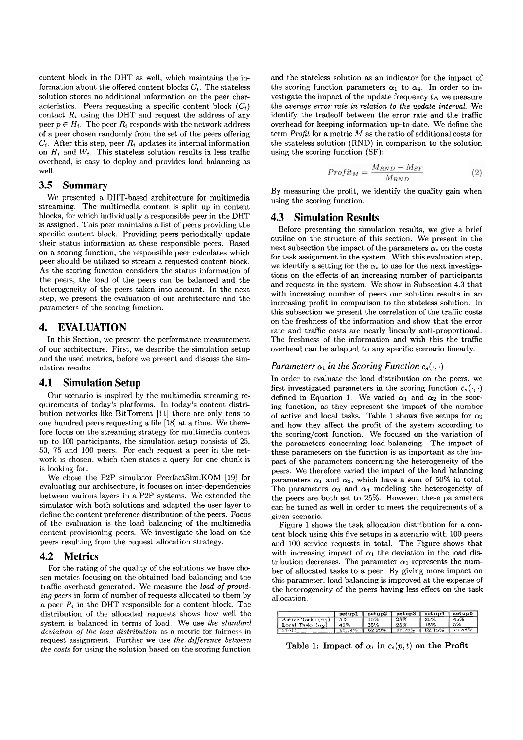content block in the DHT as well, which maintains the information about the offered content blocks $C_i$. The stateless solution stores no additional information on the peer characteristics. Peers requesting a specific content block ($C_i$) contact $R_i$ using the DHT and request the address of any peer $p \in H_i$. The peer $R_i$ responds with the network address of a peer chosen randomly from the set of the peers offering $C_i$. After this step, peer $R_i$ updates its internal information on $H_i$ and $W_i$. This stateless solution results in less traffic overhead, is easy to deploy and provides load balancing as well.

## 3.5 Summary

We presented a DHT-based architecture for multimedia streaming. The multimedia content is split up in content blocks, for which individually a responsible peer in the DHT is assigned. This peer maintains a list of peers providing the specific content block. Providing peers periodically update their status information at these responsible peers. Based on a scoring function, the responsible peer calculates which peer should be utilized to stream a requested content block. As the scoring function considers the status information of the peers, the load of the peers can be balanced and the heterogeneity of the peers taken into account. In the next step, we present the evaluation of our architecture and the parameters of the scoring function.

# 4. EVALUATION

In this Section, we present the performance measurement of our architecture. First, we describe the simulation setup and the used metrics, before we present and discuss the simulation results.

## 4.1 Simulation Setup

Our scenario is inspired by the multimedia streaming requirements of today's platforms. In today's content distribution networks like BitTorrent [11] there are only tens to one hundred peers requesting a file [18] at a time. We therefore focus on the streaming strategy for multimedia content up to 100 participants, the simulation setup consists of 25, 50, 75 and 100 peers. For each request a peer in the network is chosen, which then states a query for one chunk it is looking for.

We chose the P2P simulator PeerfactSim.KOM [19] for evaluating our architecture, it focuses on inter-dependencies between various layers in a P2P systems. We extended the simulator with both solutions and adapted the user layer to define the content preference distribution of the peers. Focus of the evaluation is the load balancing of the multimedia content provisioning peers. We investigate the load on the peers resulting from the request allocation strategy.

## 4.2 Metrics

For the rating of the quality of the solutions we have chosen metrics focusing on the obtained load balancing and the traffic overhead generated. We measure the *load of providing peers* in form of number of requests allocated to them by a peer $R_i$ in the DHT responsible for a content block. The distribution of the allocated requests shows how well the system is balanced in terms of load. We use *the standard deviation of the load distribution* as a metric for fairness in request assignment. Further we use *the difference between the costs* for using the solution based on the scoring function and the stateless solution as an indicator for the impact of the scoring function parameters $\alpha_1$ to $\alpha_4$. In order to investigate the impact of the update frequency $t_\Delta$ we measure the *average error rate in relation to the update interval.* We identify the tradeoff between the error rate and the traffic overhead for keeping information up-to-date. We define the term *Profit* for a metric $M$ as the ratio of additional costs for the stateless solution (RND) in comparison to the solution using the scoring function (SF):

$$Profit_M = \frac{M_{RND} - M_{SF}}{M_{RND}} \tag{2}$$

By measuring the profit, we identify the quality gain when using the scoring function.

## 4.3 Simulation Results

Before presenting the simulation results, we give a brief outline on the structure of this section. We present in the next subsection the impact of the parameters $\alpha_i$ on the costs for task assignment in the system. With this evaluation step, we identify a setting for the $\alpha_i$ to use for the next investigations on the effects of an increasing number of participants and requests in the system. We show in Subsection 4.3 that with increasing number of peers our solution results in an increasing profit in comparison to the stateless solution. In this subsection we present the correlation of the traffic costs on the freshness of the information and show that the error rate and traffic costs are nearly linearly anti-proportional. The freshness of the information and with this the traffic overhead can be adapted to any specific scenario linearly.

### *Parameters $\alpha_i$ in the Scoring Function $c_s(\cdot,\cdot)$*

In order to evaluate the load distribution on the peers, we first investigated parameters in the scoring function $c_s(\cdot,\cdot)$ defined in Equation 1. We varied $\alpha_1$ and $\alpha_2$ in the scoring function, as they represent the impact of the number of active and local tasks. Table 1 shows five setups for $\alpha_i$ and how they affect the profit of the system according to the scoring/cost function. We focused on the variation of the parameters concerning load-balancing. The impact of these parameters on the function is as important as the impact of the parameters concerning the heterogeneity of the peers. We therefore varied the impact of the load balancing parameters $\alpha_1$ and $\alpha_2$, which have a sum of 50% in total. The parameters $\alpha_3$ and $\alpha_4$ modeling the heterogeneity of the peers are both set to 25%. However, these parameters can be tuned as well in order to meet the requirements of a given scenario.

Figure 1 shows the task allocation distribution for a content block using this five setups in a scenario with 100 peers and 100 service requests in total. The Figure shows that with increasing impact of $\alpha_1$ the deviation in the load distribution decreases. The parameter $\alpha_1$ represents the number of allocated tasks to a peer. By giving more impact on this parameter, load balancing is improved at the expense of the heterogeneity of the peers having less effect on the task allocation.

| | setup1 | setup2 | setup3 | setup4 | setup5 |
|---|---|---|---|---|---|
| Active Tasks ($\alpha_1$) | 5% | 15% | 25% | 35% | 45% |
| Local Tasks ($\alpha_2$) | 45% | 35% | 25% | 15% | 5% |
| Profit | 65.14% | 62.29% | 56.26% | 62.15% | 76.88% |

**Table 1: Impact of $\alpha_i$ in $c_s(p,t)$ on the Profit**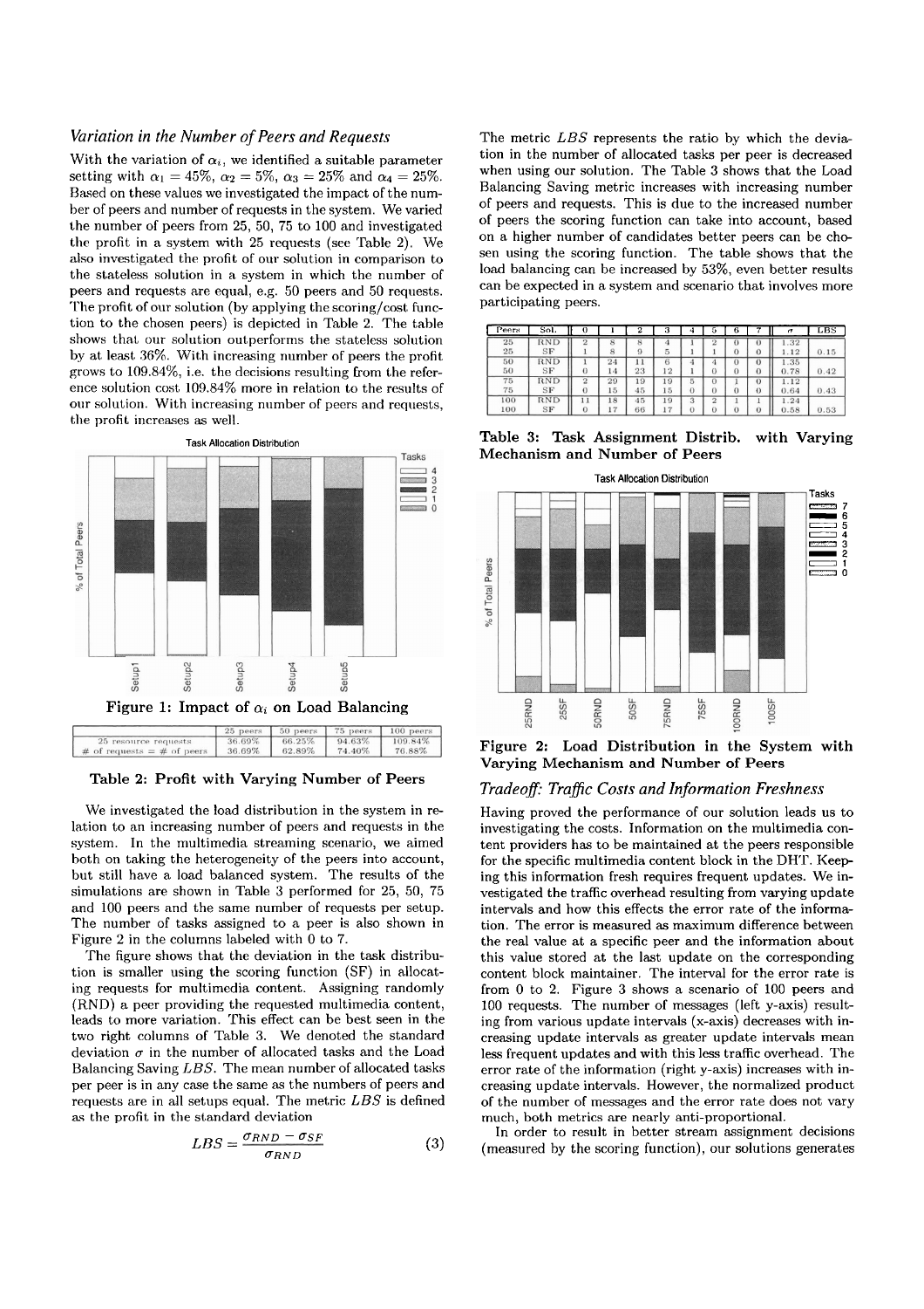### *Variation in the Number of Peers and Requests*

With the variation of $\alpha_i$, we identified a suitable parameter setting with $\alpha_1 = 45\%$, $\alpha_2 = 5\%$, $\alpha_3 = 25\%$ and $\alpha_4 = 25\%$. Based on these values we investigated the impact of the number of peers and number of requests in the system. We varied the number of peers from 25, 50, 75 to 100 and investigated the profit in a system with 25 requests (see Table 2). We also investigated the profit of our solution in comparison to the stateless solution in a system in which the number of peers and requests are equal, e.g. 50 peers and 50 requests. The profit of our solution (by applying the scoring/cost function to the chosen peers) is depicted in Table 2. The table shows that our solution outperforms the stateless solution by at least 36%. With increasing number of peers the profit grows to 109.84%, i.e. the decisions resulting from the reference solution cost 109.84% more in relation to the results of our solution. With increasing number of peers and requests, the profit increases as well.

Task Allocation Distribution

% of Total Peers

Tasks
4
3
2
1
0

Setup1
Setup2
Setup3
Setup4
Setup5

**Figure 1: Impact of $\alpha_i$ on Load Balancing**

| | 25 peers | 50 peers | 75 peers | 100 peers |
|---|---|---|---|---|
| 25 resource requests | 36.69% | 66.25% | 94.63% | 109.84% |
| # of requests = # of peers | 36.69% | 62.89% | 74.40% | 76.88% |

**Table 2: Profit with Varying Number of Peers**

We investigated the load distribution in the system in relation to an increasing number of peers and requests in the system. In the multimedia streaming scenario, we aimed both on taking the heterogeneity of the peers into account, but still have a load balanced system. The results of the simulations are shown in Table 3 performed for 25, 50, 75 and 100 peers and the same number of requests per setup. The number of tasks assigned to a peer is also shown in Figure 2 in the columns labeled with 0 to 7.

The figure shows that the deviation in the task distribution is smaller using the scoring function (SF) in allocating requests for multimedia content. Assigning randomly (RND) a peer providing the requested multimedia content, leads to more variation. This effect can be best seen in the two right columns of Table 3. We denoted the standard deviation $\sigma$ in the number of allocated tasks and the Load Balancing Saving $LBS$. The mean number of allocated tasks per peer is in any case the same as the numbers of peers and requests are in all setups equal. The metric $LBS$ is defined as the profit in the standard deviation

$$LBS = \frac{\sigma_{RND} - \sigma_{SF}}{\sigma_{RND}} \tag{3}$$

The metric $LBS$ represents the ratio by which the deviation in the number of allocated tasks per peer is decreased when using our solution. The Table 3 shows that the Load Balancing Saving metric increases with increasing number of peers and requests. This is due to the increased number of peers the scoring function can take into account, based on a higher number of candidates better peers can be chosen using the scoring function. The table shows that the load balancing can be increased by 53%, even better results can be expected in a system and scenario that involves more participating peers.

| Peers | Sol. | 0 | 1 | 2 | 3 | 4 | 5 | 6 | 7 | $\sigma$ | LBS |
|---|---|---|---|---|---|---|---|---|---|---|---|
| 25 | RND | 2 | 8 | 8 | 4 | 1 | 2 | 0 | 0 | 1.32 | |
| 25 | SF | 1 | 8 | 9 | 5 | 1 | 1 | 0 | 0 | 1.12 | 0.15 |
| 50 | RND | 1 | 24 | 11 | 6 | 4 | 4 | 0 | 0 | 1.35 | |
| 50 | SF | 0 | 14 | 23 | 12 | 1 | 0 | 0 | 0 | 0.78 | 0.42 |
| 75 | RND | 2 | 29 | 19 | 19 | 5 | 0 | 1 | 0 | 1.12 | |
| 75 | SF | 0 | 15 | 45 | 15 | 0 | 0 | 0 | 0 | 0.64 | 0.43 |
| 100 | RND | 11 | 18 | 45 | 19 | 3 | 2 | 1 | 1 | 1.24 | |
| 100 | SF | 0 | 17 | 66 | 17 | 0 | 0 | 0 | 0 | 0.58 | 0.53 |

**Table 3: Task Assignment Distrib. with Varying Mechanism and Number of Peers**

Task Allocation Distribution

% of Total Peers

Tasks
7
6
5
4
3
2
1
0

25RND
25SF
50RND
50SF
75RND
75SF
100RND
100SF

**Figure 2: Load Distribution in the System with Varying Mechanism and Number of Peers**

### *Tradeoff: Traffic Costs and Information Freshness*

Having proved the performance of our solution leads us to investigating the costs. Information on the multimedia content providers has to be maintained at the peers responsible for the specific multimedia content block in the DHT. Keeping this information fresh requires frequent updates. We investigated the traffic overhead resulting from varying update intervals and how this effects the error rate of the information. The error is measured as maximum difference between the real value at a specific peer and the information about this value stored at the last update on the corresponding content block maintainer. The interval for the error rate is from 0 to 2. Figure 3 shows a scenario of 100 peers and 100 requests. The number of messages (left y-axis) resulting from various update intervals (x-axis) decreases with increasing update intervals as greater update intervals mean less frequent updates and with this less traffic overhead. The error rate of the information (right y-axis) increases with increasing update intervals. However, the normalized product of the number of messages and the error rate does not vary much, both metrics are nearly anti-proportional.

In order to result in better stream assignment decisions (measured by the scoring function), our solutions generates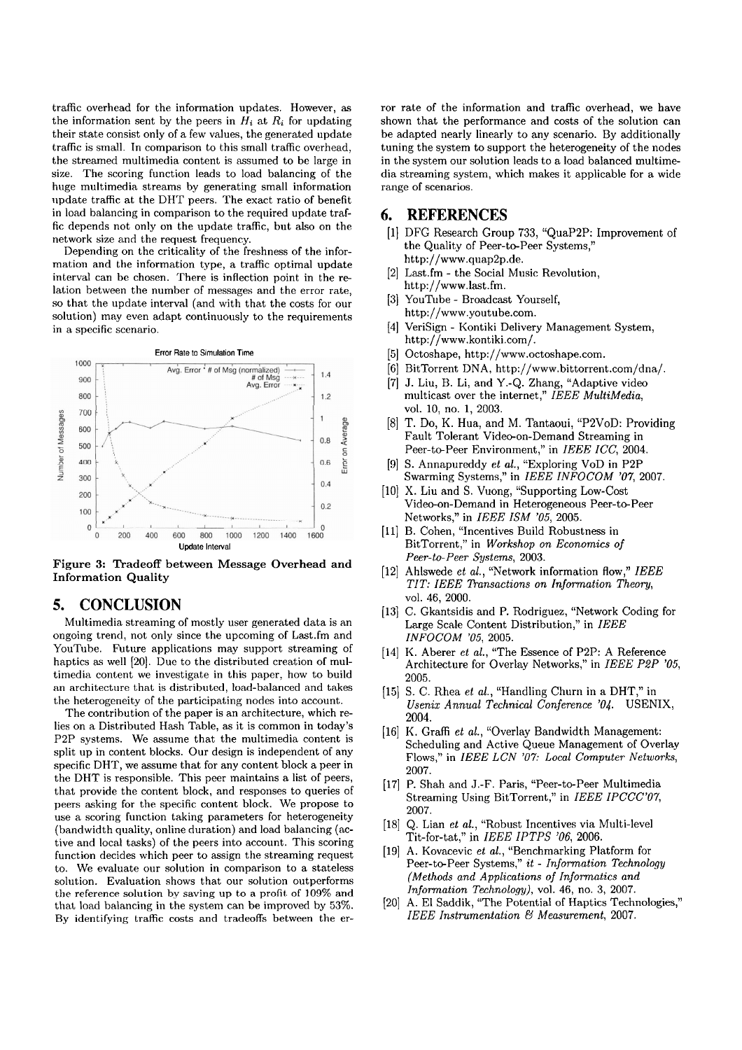traffic overhead for the information updates. However, as the information sent by the peers in $H_i$ at $R_i$ for updating their state consist only of a few values, the generated update traffic is small. In comparison to this small traffic overhead, the streamed multimedia content is assumed to be large in size. The scoring function leads to load balancing of the huge multimedia streams by generating small information update traffic at the DHT peers. The exact ratio of benefit in load balancing in comparison to the required update traffic depends not only on the update traffic, but also on the network size and the request frequency.

Depending on the criticality of the freshness of the information and the information type, a traffic optimal update interval can be chosen. There is inflection point in the relation between the number of messages and the error rate, so that the update interval (and with that the costs for our solution) may even adapt continuously to the requirements in a specific scenario.

Error Rate to Simulation Time

Avg. Error * # of Msg (normalized)
# of Msg
Avg. Error

Number of Messages
0
100
200
300
400
500
600
700
800
900
1000

Error on Average
0
0.2
0.4
0.6
0.8
1
1.2
1.4

Update Interval
0
200
400
600
800
1000
1200
1400
1600

**Figure 3: Tradeoff between Message Overhead and Information Quality**

## 5. CONCLUSION

Multimedia streaming of mostly user generated data is an ongoing trend, not only since the upcoming of Last.fm and YouTube. Future applications may support streaming of haptics as well [20]. Due to the distributed creation of multimedia content we investigate in this paper, how to build an architecture that is distributed, load-balanced and takes the heterogeneity of the participating nodes into account.

The contribution of the paper is an architecture, which relies on a Distributed Hash Table, as it is common in today's P2P systems. We assume that the multimedia content is split up in content blocks. Our design is independent of any specific DHT, we assume that for any content block a peer in the DHT is responsible. This peer maintains a list of peers, that provide the content block, and responses to queries of peers asking for the specific content block. We propose to use a scoring function taking parameters for heterogeneity (bandwidth quality, online duration) and load balancing (active and local tasks) of the peers into account. This scoring function decides which peer to assign the streaming request to. We evaluate our solution in comparison to a stateless solution. Evaluation shows that our solution outperforms the reference solution by saving up to a profit of 109% and that load balancing in the system can be improved by 53%. By identifying traffic costs and tradeoffs between the error rate of the information and traffic overhead, we have shown that the performance and costs of the solution can be adapted nearly linearly to any scenario. By additionally tuning the system to support the heterogeneity of the nodes in the system our solution leads to a load balanced multimedia streaming system, which makes it applicable for a wide range of scenarios.

## 6. REFERENCES

[1] DFG Research Group 733, "QuaP2P: Improvement of the Quality of Peer-to-Peer Systems," http://www.quap2p.de.

[2] Last.fm - the Social Music Revolution, http://www.last.fm.

[3] YouTube - Broadcast Yourself, http://www.youtube.com.

[4] VeriSign - Kontiki Delivery Management System, http://www.kontiki.com/.

[5] Octoshape, http://www.octoshape.com.

[6] BitTorrent DNA, http://www.bittorrent.com/dna/.

[7] J. Liu, B. Li, and Y.-Q. Zhang, "Adaptive video multicast over the internet," *IEEE MultiMedia*, vol. 10, no. 1, 2003.

[8] T. Do, K. Hua, and M. Tantaoui, "P2VoD: Providing Fault Tolerant Video-on-Demand Streaming in Peer-to-Peer Environment," in *IEEE ICC*, 2004.

[9] S. Annapureddy *et al.*, "Exploring VoD in P2P Swarming Systems," in *IEEE INFOCOM '07*, 2007.

[10] X. Liu and S. Vuong, "Supporting Low-Cost Video-on-Demand in Heterogeneous Peer-to-Peer Networks," in *IEEE ISM '05*, 2005.

[11] B. Cohen, "Incentives Build Robustness in BitTorrent," in *Workshop on Economics of Peer-to-Peer Systems*, 2003.

[12] Ahlswede *et al.*, "Network information flow," *IEEE TIT: IEEE Transactions on Information Theory*, vol. 46, 2000.

[13] C. Gkantsidis and P. Rodriguez, "Network Coding for Large Scale Content Distribution," in *IEEE INFOCOM '05*, 2005.

[14] K. Aberer *et al.*, "The Essence of P2P: A Reference Architecture for Overlay Networks," in *IEEE P2P '05*, 2005.

[15] S. C. Rhea *et al.*, "Handling Churn in a DHT," in *Usenix Annual Technical Conference '04*. USENIX, 2004.

[16] K. Graffi *et al.*, "Overlay Bandwidth Management: Scheduling and Active Queue Management of Overlay Flows," in *IEEE LCN '07: Local Computer Networks*, 2007.

[17] P. Shah and J.-F. Paris, "Peer-to-Peer Multimedia Streaming Using BitTorrent," in *IEEE IPCCC'07*, 2007.

[18] Q. Lian *et al.*, "Robust Incentives via Multi-level Tit-for-tat," in *IEEE IPTPS '06*, 2006.

[19] A. Kovacevic *et al.*, "Benchmarking Platform for Peer-to-Peer Systems," *it - Information Technology (Methods and Applications of Informatics and Information Technology)*, vol. 46, no. 3, 2007.

[20] A. El Saddik, "The Potential of Haptics Technologies," *IEEE Instrumentation & Measurement*, 2007.